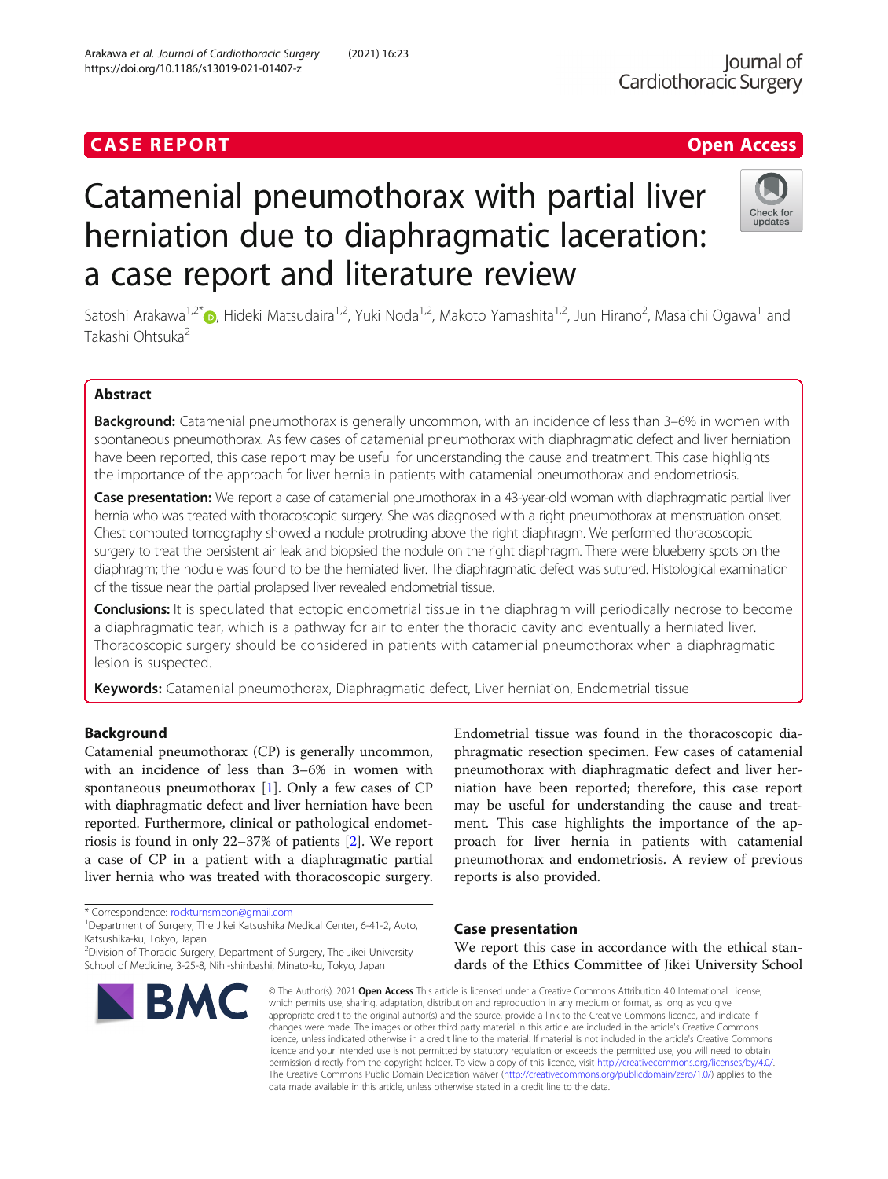CASE REPORT Open Access

# Catamenial pneumothorax with partial liver herniation due to diaphragmatic laceration: a case report and literature review

Satoshi Arakawa[1,2*], Hideki Matsudaira[1,2], Yuki Noda[1,2], Makoto Yamashita[1,2], Jun Hirano[2], Masaichi Ogawa[1] and Takashi Ohtsuka[2]

## Abstract

**Background:** Catamenial pneumothorax is generally uncommon, with an incidence of less than 3–6% in women with spontaneous pneumothorax. As few cases of catamenial pneumothorax with diaphragmatic defect and liver herniation have been reported, this case report may be useful for understanding the cause and treatment. This case highlights the importance of the approach for liver hernia in patients with catamenial pneumothorax and endometriosis.

**Case presentation:** We report a case of catamenial pneumothorax in a 43-year-old woman with diaphragmatic partial liver hernia who was treated with thoracoscopic surgery. She was diagnosed with a right pneumothorax at menstruation onset. Chest computed tomography showed a nodule protruding above the right diaphragm. We performed thoracoscopic surgery to treat the persistent air leak and biopsied the nodule on the right diaphragm. There were blueberry spots on the diaphragm; the nodule was found to be the herniated liver. The diaphragmatic defect was sutured. Histological examination of the tissue near the partial prolapsed liver revealed endometrial tissue.

**Conclusions:** It is speculated that ectopic endometrial tissue in the diaphragm will periodically necrose to become a diaphragmatic tear, which is a pathway for air to enter the thoracic cavity and eventually a herniated liver. Thoracoscopic surgery should be considered in patients with catamenial pneumothorax when a diaphragmatic lesion is suspected.

**Keywords:** Catamenial pneumothorax, Diaphragmatic defect, Liver herniation, Endometrial tissue

## Background

Catamenial pneumothorax (CP) is generally uncommon, with an incidence of less than 3–6% in women with spontaneous pneumothorax [1]. Only a few cases of CP with diaphragmatic defect and liver herniation have been reported. Furthermore, clinical or pathological endometriosis is found in only 22–37% of patients [2]. We report a case of CP in a patient with a diaphragmatic partial liver hernia who was treated with thoracoscopic surgery. Endometrial tissue was found in the thoracoscopic diaphragmatic resection specimen. Few cases of catamenial pneumothorax with diaphragmatic defect and liver herniation have been reported; therefore, this case report may be useful for understanding the cause and treatment. This case highlights the importance of the approach for liver hernia in patients with catamenial pneumothorax and endometriosis. A review of previous reports is also provided.

## Case presentation

We report this case in accordance with the ethical standards of the Ethics Committee of Jikei University School

\* Correspondence: rockturnsmeon@gmail.com
[1]Department of Surgery, The Jikei Katsushika Medical Center, 6-41-2, Aoto, Katsushika-ku, Tokyo, Japan
[2]Division of Thoracic Surgery, Department of Surgery, The Jikei University School of Medicine, 3-25-8, Nihi-shinbashi, Minato-ku, Tokyo, Japan

© The Author(s). 2021 **Open Access** This article is licensed under a Creative Commons Attribution 4.0 International License, which permits use, sharing, adaptation, distribution and reproduction in any medium or format, as long as you give appropriate credit to the original author(s) and the source, provide a link to the Creative Commons licence, and indicate if changes were made. The images or other third party material in this article are included in the article's Creative Commons licence, unless indicated otherwise in a credit line to the material. If material is not included in the article's Creative Commons licence and your intended use is not permitted by statutory regulation or exceeds the permitted use, you will need to obtain permission directly from the copyright holder. To view a copy of this licence, visit http://creativecommons.org/licenses/by/4.0/. The Creative Commons Public Domain Dedication waiver (http://creativecommons.org/publicdomain/zero/1.0/) applies to the data made available in this article, unless otherwise stated in a credit line to the data.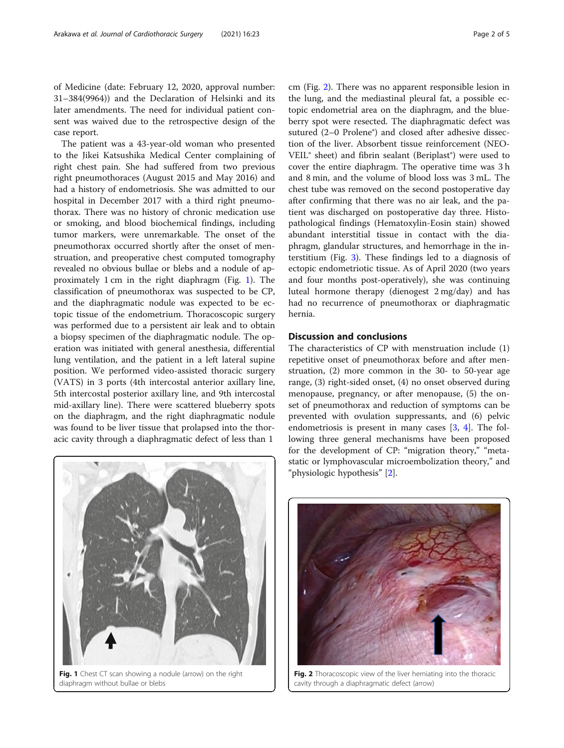of Medicine (date: February 12, 2020, approval number: 31–384(9964)) and the Declaration of Helsinki and its later amendments. The need for individual patient consent was waived due to the retrospective design of the case report.

The patient was a 43-year-old woman who presented to the Jikei Katsushika Medical Center complaining of right chest pain. She had suffered from two previous right pneumothoraces (August 2015 and May 2016) and had a history of endometriosis. She was admitted to our hospital in December 2017 with a third right pneumothorax. There was no history of chronic medication use or smoking, and blood biochemical findings, including tumor markers, were unremarkable. The onset of the pneumothorax occurred shortly after the onset of menstruation, and preoperative chest computed tomography revealed no obvious bullae or blebs and a nodule of approximately 1 cm in the right diaphragm (Fig. 1). The classification of pneumothorax was suspected to be CP, and the diaphragmatic nodule was expected to be ectopic tissue of the endometrium. Thoracoscopic surgery was performed due to a persistent air leak and to obtain a biopsy specimen of the diaphragmatic nodule. The operation was initiated with general anesthesia, differential lung ventilation, and the patient in a left lateral supine position. We performed video-assisted thoracic surgery (VATS) in 3 ports (4th intercostal anterior axillary line, 5th intercostal posterior axillary line, and 9th intercostal mid-axillary line). There were scattered blueberry spots on the diaphragm, and the right diaphragmatic nodule was found to be liver tissue that prolapsed into the thoracic cavity through a diaphragmatic defect of less than 1 cm (Fig. 2). There was no apparent responsible lesion in the lung, and the mediastinal pleural fat, a possible ectopic endometrial area on the diaphragm, and the blueberry spot were resected. The diaphragmatic defect was sutured (2–0 Prolene®) and closed after adhesive dissection of the liver. Absorbent tissue reinforcement (NEOVEIL® sheet) and fibrin sealant (Beriplast®) were used to cover the entire diaphragm. The operative time was 3 h and 8 min, and the volume of blood loss was 3 mL. The chest tube was removed on the second postoperative day after confirming that there was no air leak, and the patient was discharged on postoperative day three. Histopathological findings (Hematoxylin-Eosin stain) showed abundant interstitial tissue in contact with the diaphragm, glandular structures, and hemorrhage in the interstitium (Fig. 3). These findings led to a diagnosis of ectopic endometriotic tissue. As of April 2020 (two years and four months post-operatively), she was continuing luteal hormone therapy (dienogest 2 mg/day) and has had no recurrence of pneumothorax or diaphragmatic hernia.

**Fig. 1** Chest CT scan showing a nodule (arrow) on the right diaphragm without bullae or blebs

## Discussion and conclusions

The characteristics of CP with menstruation include (1) repetitive onset of pneumothorax before and after menstruation, (2) more common in the 30- to 50-year age range, (3) right-sided onset, (4) no onset observed during menopause, pregnancy, or after menopause, (5) the onset of pneumothorax and reduction of symptoms can be prevented with ovulation suppressants, and (6) pelvic endometriosis is present in many cases [3, 4]. The following three general mechanisms have been proposed for the development of CP: "migration theory," "metastatic or lymphovascular microembolization theory," and "physiologic hypothesis" [2].

**Fig. 2** Thoracoscopic view of the liver herniating into the thoracic cavity through a diaphragmatic defect (arrow)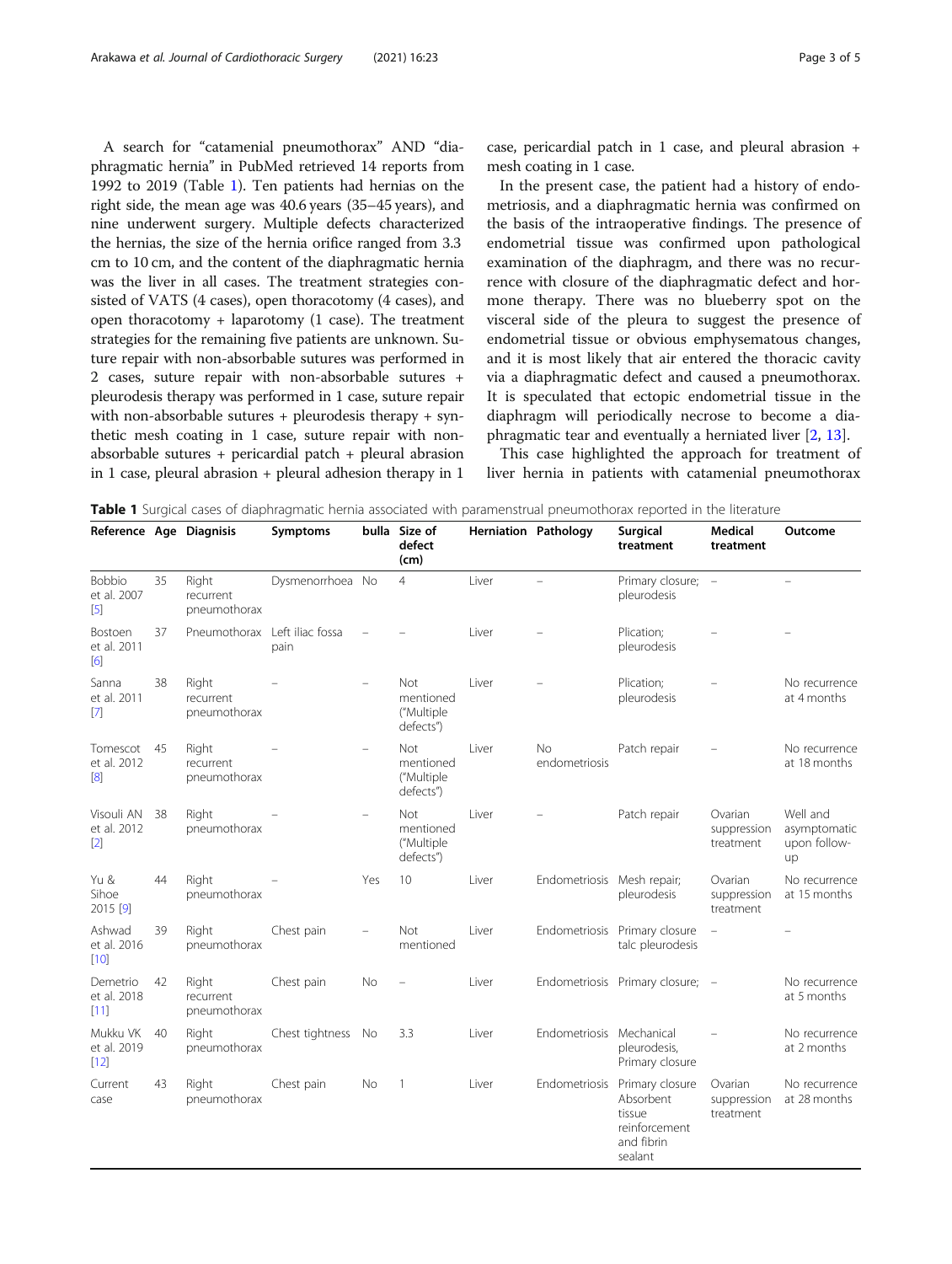A search for "catamenial pneumothorax" AND "diaphragmatic hernia" in PubMed retrieved 14 reports from 1992 to 2019 (Table 1). Ten patients had hernias on the right side, the mean age was 40.6 years (35–45 years), and nine underwent surgery. Multiple defects characterized the hernias, the size of the hernia orifice ranged from 3.3 cm to 10 cm, and the content of the diaphragmatic hernia was the liver in all cases. The treatment strategies consisted of VATS (4 cases), open thoracotomy (4 cases), and open thoracotomy + laparotomy (1 case). The treatment strategies for the remaining five patients are unknown. Suture repair with non-absorbable sutures was performed in 2 cases, suture repair with non-absorbable sutures + pleurodesis therapy was performed in 1 case, suture repair with non-absorbable sutures + pleurodesis therapy + synthetic mesh coating in 1 case, suture repair with non-absorbable sutures + pericardial patch + pleural abrasion in 1 case, pleural abrasion + pleural adhesion therapy in 1 case, pericardial patch in 1 case, and pleural abrasion + mesh coating in 1 case.

In the present case, the patient had a history of endometriosis, and a diaphragmatic hernia was confirmed on the basis of the intraoperative findings. The presence of endometrial tissue was confirmed upon pathological examination of the diaphragm, and there was no recurrence with closure of the diaphragmatic defect and hormone therapy. There was no blueberry spot on the visceral side of the pleura to suggest the presence of endometrial tissue or obvious emphysematous changes, and it is most likely that air entered the thoracic cavity via a diaphragmatic defect and caused a pneumothorax. It is speculated that ectopic endometrial tissue in the diaphragm will periodically necrose to become a diaphragmatic tear and eventually a herniated liver [2, 13].

This case highlighted the approach for treatment of liver hernia in patients with catamenial pneumothorax

**Table 1** Surgical cases of diaphragmatic hernia associated with paramenstrual pneumothorax reported in the literature

| Reference | Age | Diagnisis | Symptoms | bulla | Size of defect (cm) | Herniation | Pathology | Surgical treatment | Medical treatment | Outcome |
|---|---|---|---|---|---|---|---|---|---|---|
| Bobbio et al. 2007 [5] | 35 | Right recurrent pneumothorax | Dysmenorrhoea | No | 4 | Liver | – | Primary closure; pleurodesis | – | – |
| Bostoen et al. 2011 [6] | 37 | Pneumothorax | Left iliac fossa pain | – | – | Liver | – | Plication; pleurodesis | – | – |
| Sanna et al. 2011 [7] | 38 | Right recurrent pneumothorax | – | – | Not mentioned ("Multiple defects") | Liver | – | Plication; pleurodesis | – | No recurrence at 4 months |
| Tomescot et al. 2012 [8] | 45 | Right recurrent pneumothorax | – | – | Not mentioned ("Multiple defects") | Liver | No endometriosis | Patch repair | – | No recurrence at 18 months |
| Visouli AN et al. 2012 [2] | 38 | Right pneumothorax | – | – | Not mentioned ("Multiple defects") | Liver | – | Patch repair | Ovarian suppression treatment | Well and asymptomatic upon follow-up |
| Yu & Sihoe 2015 [9] | 44 | Right pneumothorax | – | Yes | 10 | Liver | Endometriosis | Mesh repair; pleurodesis | Ovarian suppression treatment | No recurrence at 15 months |
| Ashwad et al. 2016 [10] | 39 | Right pneumothorax | Chest pain | – | Not mentioned | Liver | Endometriosis | Primary closure talc pleurodesis | – | – |
| Demetrio et al. 2018 [11] | 42 | Right recurrent pneumothorax | Chest pain | No | – | Liver | Endometriosis | Primary closure; | – | No recurrence at 5 months |
| Mukku VK et al. 2019 [12] | 40 | Right pneumothorax | Chest tightness | No | 3.3 | Liver | Endometriosis | Mechanical pleurodesis, Primary closure | – | No recurrence at 2 months |
| Current case | 43 | Right pneumothorax | Chest pain | No | 1 | Liver | Endometriosis | Primary closure Absorbent tissue reinforcement and fibrin sealant | Ovarian suppression treatment | No recurrence at 28 months |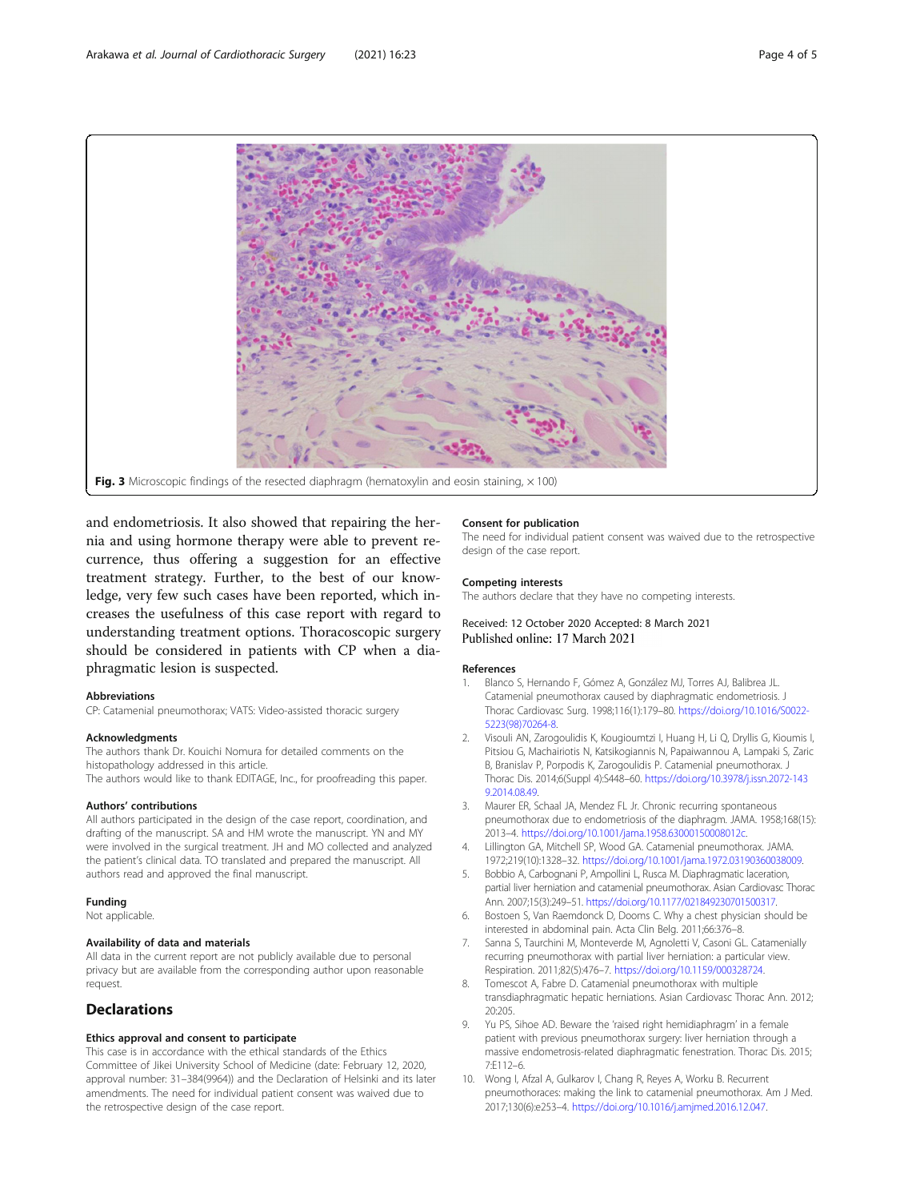Fig. 3 Microscopic findings of the resected diaphragm (hematoxylin and eosin staining, × 100)

and endometriosis. It also showed that repairing the hernia and using hormone therapy were able to prevent recurrence, thus offering a suggestion for an effective treatment strategy. Further, to the best of our knowledge, very few such cases have been reported, which increases the usefulness of this case report with regard to understanding treatment options. Thoracoscopic surgery should be considered in patients with CP when a diaphragmatic lesion is suspected.

### Abbreviations
CP: Catamenial pneumothorax; VATS: Video-assisted thoracic surgery

### Acknowledgments
The authors thank Dr. Kouichi Nomura for detailed comments on the histopathology addressed in this article.
The authors would like to thank EDITAGE, Inc., for proofreading this paper.

### Authors' contributions
All authors participated in the design of the case report, coordination, and drafting of the manuscript. SA and HM wrote the manuscript. YN and MY were involved in the surgical treatment. JH and MO collected and analyzed the patient's clinical data. TO translated and prepared the manuscript. All authors read and approved the final manuscript.

### Funding
Not applicable.

### Availability of data and materials
All data in the current report are not publicly available due to personal privacy but are available from the corresponding author upon reasonable request.

## Declarations

### Ethics approval and consent to participate
This case is in accordance with the ethical standards of the Ethics Committee of Jikei University School of Medicine (date: February 12, 2020, approval number: 31–384(9964)) and the Declaration of Helsinki and its later amendments. The need for individual patient consent was waived due to the retrospective design of the case report.

### Consent for publication
The need for individual patient consent was waived due to the retrospective design of the case report.

### Competing interests
The authors declare that they have no competing interests.

Received: 12 October 2020 Accepted: 8 March 2021
Published online: 17 March 2021

### References
1. Blanco S, Hernando F, Gómez A, González MJ, Torres AJ, Balibrea JL. Catamenial pneumothorax caused by diaphragmatic endometriosis. J Thorac Cardiovasc Surg. 1998;116(1):179–80. https://doi.org/10.1016/S0022-5223(98)70264-8.
2. Visouli AN, Zarogoulidis K, Kougioumtzi I, Huang H, Li Q, Dryllis G, Kioumis I, Pitsiou G, Machairiotis N, Katsikogiannis N, Papaiwannou A, Lampaki S, Zaric B, Branislav P, Porpodis K, Zarogoulidis P. Catamenial pneumothorax. J Thorac Dis. 2014;6(Suppl 4):S448–60. https://doi.org/10.3978/j.issn.2072-1439.2014.08.49.
3. Maurer ER, Schaal JA, Mendez FL Jr. Chronic recurring spontaneous pneumothorax due to endometriosis of the diaphragm. JAMA. 1958;168(15): 2013–4. https://doi.org/10.1001/jama.1958.63000150008012c.
4. Lillington GA, Mitchell SP, Wood GA. Catamenial pneumothorax. JAMA. 1972;219(10):1328–32. https://doi.org/10.1001/jama.1972.03190360038009.
5. Bobbio A, Carbognani P, Ampollini L, Rusca M. Diaphragmatic laceration, partial liver herniation and catamenial pneumothorax. Asian Cardiovasc Thorac Ann. 2007;15(3):249–51. https://doi.org/10.1177/021849230701500317.
6. Bostoen S, Van Raemdonck D, Dooms C. Why a chest physician should be interested in abdominal pain. Acta Clin Belg. 2011;66:376–8.
7. Sanna S, Taurchini M, Monteverde M, Agnoletti V, Casoni GL. Catamenially recurring pneumothorax with partial liver herniation: a particular view. Respiration. 2011;82(5):476–7. https://doi.org/10.1159/000328724.
8. Tomescot A, Fabre D. Catamenial pneumothorax with multiple transdiaphragmatic hepatic herniations. Asian Cardiovasc Thorac Ann. 2012; 20:205.
9. Yu PS, Sihoe AD. Beware the 'raised right hemidiaphragm' in a female patient with previous pneumothorax surgery: liver herniation through a massive endometrosis-related diaphragmatic fenestration. Thorac Dis. 2015; 7:E112–6.
10. Wong I, Afzal A, Gulkarov I, Chang R, Reyes A, Worku B. Recurrent pneumothoraces: making the link to catamenial pneumothorax. Am J Med. 2017;130(6):e253–4. https://doi.org/10.1016/j.amjmed.2016.12.047.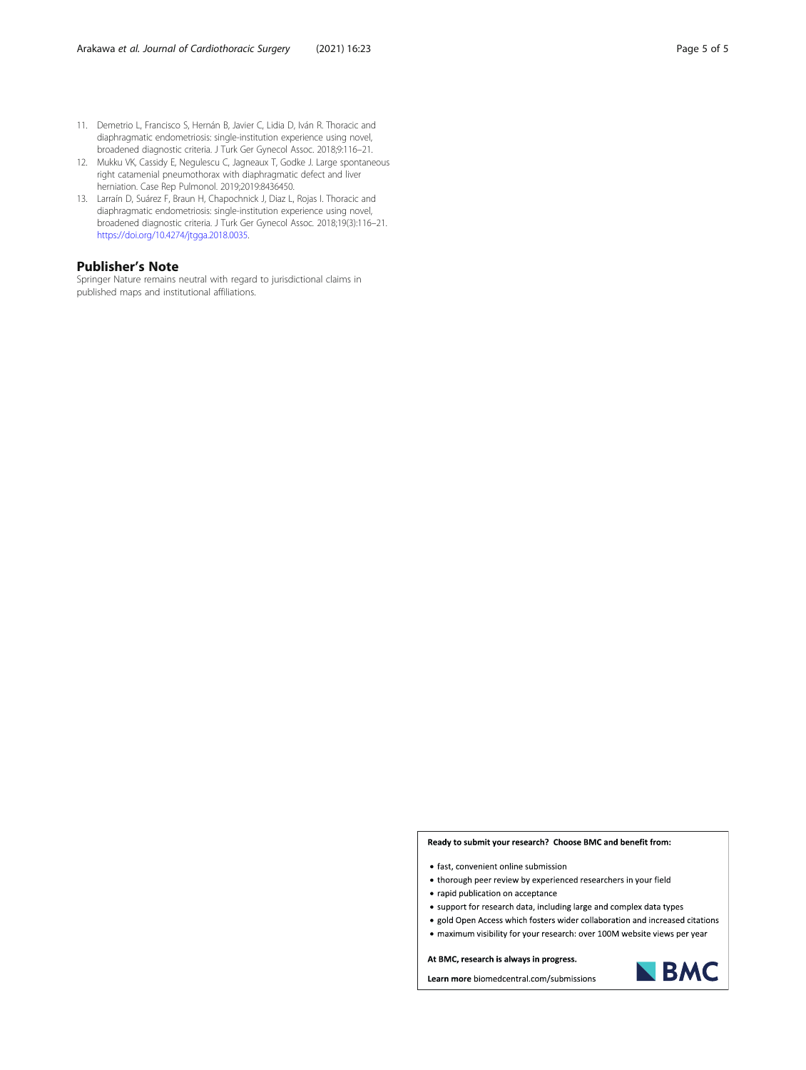11. Demetrio L, Francisco S, Hernán B, Javier C, Lidia D, Iván R. Thoracic and diaphragmatic endometriosis: single-institution experience using novel, broadened diagnostic criteria. J Turk Ger Gynecol Assoc. 2018;9:116–21.
12. Mukku VK, Cassidy E, Negulescu C, Jagneaux T, Godke J. Large spontaneous right catamenial pneumothorax with diaphragmatic defect and liver herniation. Case Rep Pulmonol. 2019;2019:8436450.
13. Larraín D, Suárez F, Braun H, Chapochnick J, Diaz L, Rojas I. Thoracic and diaphragmatic endometriosis: single-institution experience using novel, broadened diagnostic criteria. J Turk Ger Gynecol Assoc. 2018;19(3):116–21. https://doi.org/10.4274/jtgga.2018.0035.

## Publisher's Note

Springer Nature remains neutral with regard to jurisdictional claims in published maps and institutional affiliations.

**Ready to submit your research? Choose BMC and benefit from:**

- fast, convenient online submission
- thorough peer review by experienced researchers in your field
- rapid publication on acceptance
- support for research data, including large and complex data types
- gold Open Access which fosters wider collaboration and increased citations
- maximum visibility for your research: over 100M website views per year

**At BMC, research is always in progress.**

**Learn more** biomedcentral.com/submissions

BMC